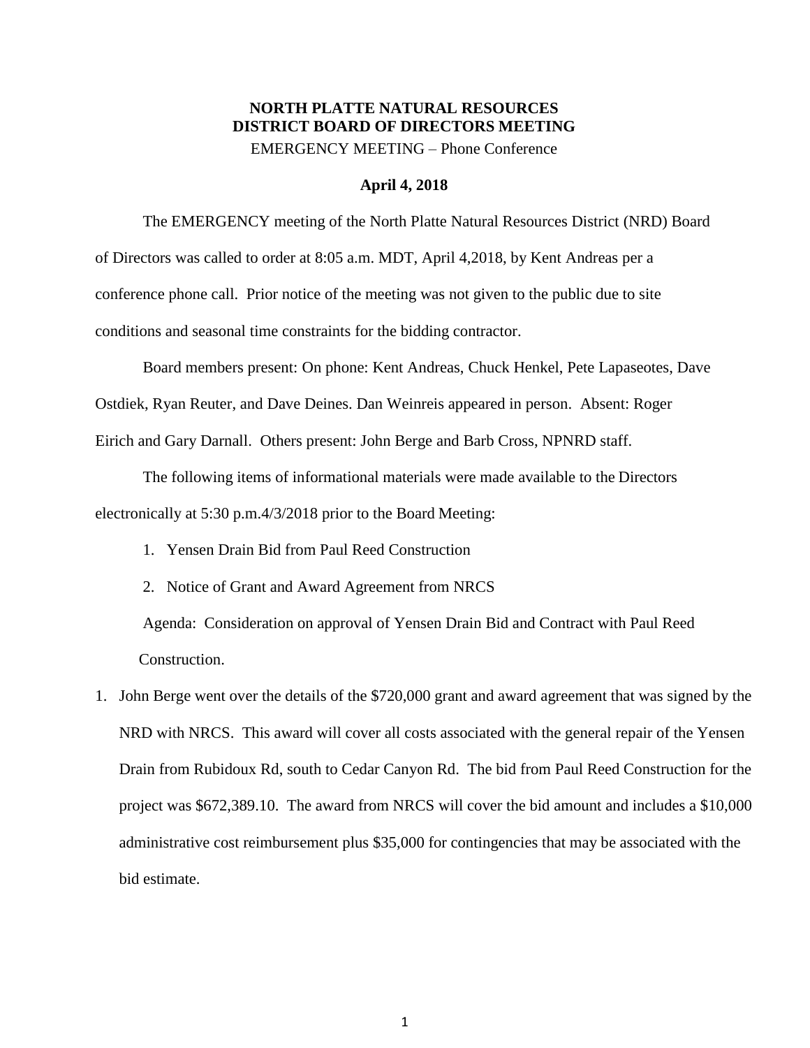**NORTH PLATTE NATURAL RESOURCES DISTRICT BOARD OF DIRECTORS MEETING**

EMERGENCY MEETING – Phone Conference

**April 4, 2018**

The EMERGENCY meeting of the North Platte Natural Resources District (NRD) Board of Directors was called to order at 8:05 a.m. MDT, April 4,2018, by Kent Andreas per a conference phone call. Prior notice of the meeting was not given to the public due to site conditions and seasonal time constraints for the bidding contractor.

Board members present: On phone: Kent Andreas, Chuck Henkel, Pete Lapaseotes, Dave Ostdiek, Ryan Reuter, and Dave Deines. Dan Weinreis appeared in person. Absent: Roger Eirich and Gary Darnall. Others present: John Berge and Barb Cross, NPNRD staff.

The following items of informational materials were made available to the Directors electronically at 5:30 p.m.4/3/2018 prior to the Board Meeting:

1. Yensen Drain Bid from Paul Reed Construction
2. Notice of Grant and Award Agreement from NRCS

Agenda: Consideration on approval of Yensen Drain Bid and Contract with Paul Reed Construction.

1. John Berge went over the details of the $720,000 grant and award agreement that was signed by the NRD with NRCS. This award will cover all costs associated with the general repair of the Yensen Drain from Rubidoux Rd, south to Cedar Canyon Rd. The bid from Paul Reed Construction for the project was $672,389.10. The award from NRCS will cover the bid amount and includes a $10,000 administrative cost reimbursement plus $35,000 for contingencies that may be associated with the bid estimate.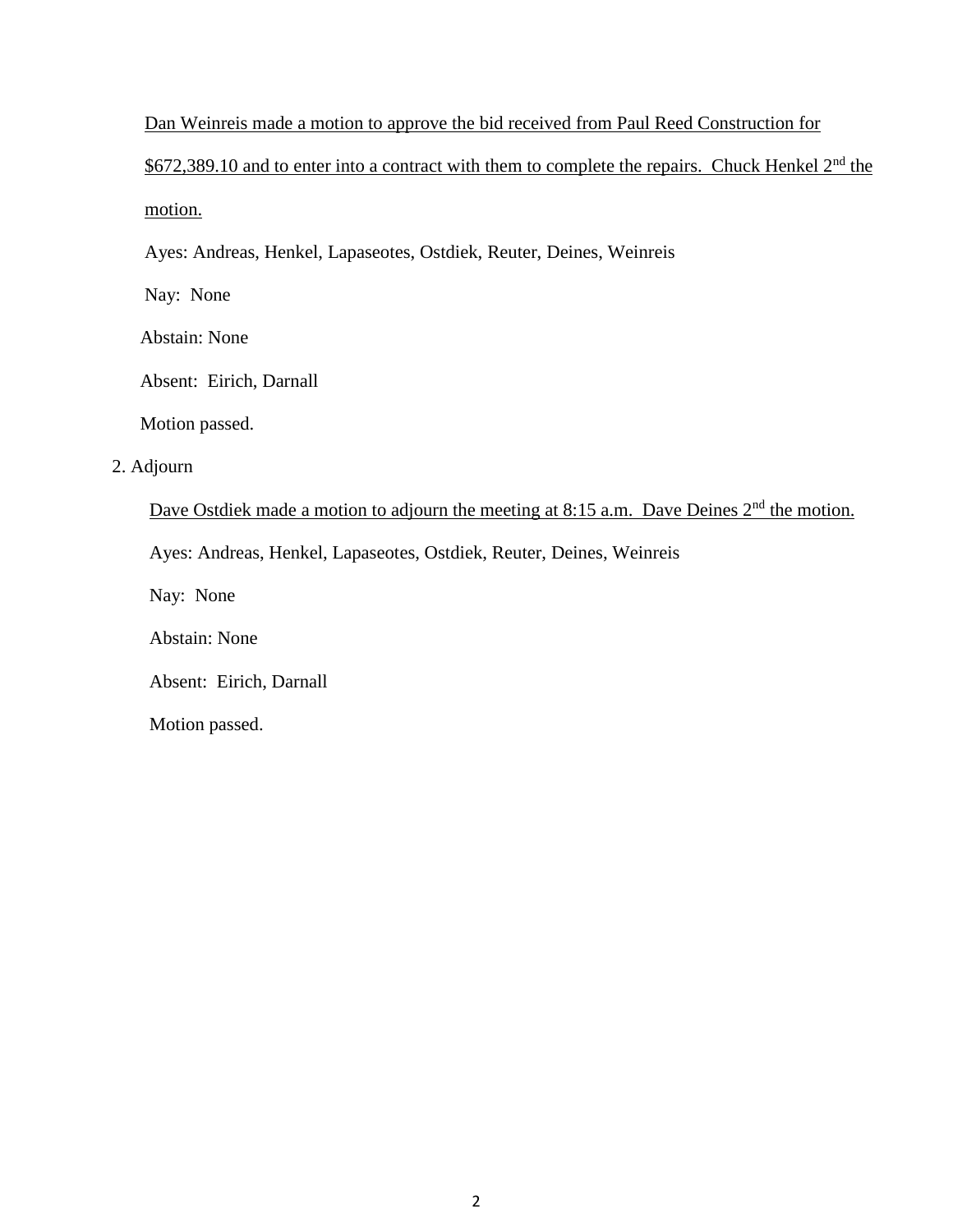<u>Dan Weinreis made a motion to approve the bid received from Paul Reed Construction for $672,389.10 and to enter into a contract with them to complete the repairs. Chuck Henkel 2nd the motion.</u>

Ayes: Andreas, Henkel, Lapaseotes, Ostdiek, Reuter, Deines, Weinreis

Nay: None

Abstain: None

Absent: Eirich, Darnall

Motion passed.

2. Adjourn

<u>Dave Ostdiek made a motion to adjourn the meeting at 8:15 a.m. Dave Deines 2nd the motion.</u>

Ayes: Andreas, Henkel, Lapaseotes, Ostdiek, Reuter, Deines, Weinreis

Nay: None

Abstain: None

Absent: Eirich, Darnall

Motion passed.